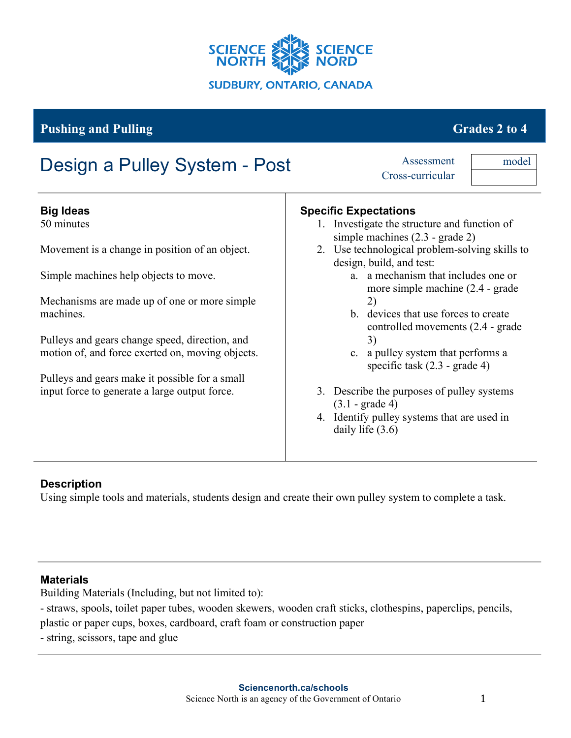SCIENCE NORTH SCIENCE NORD

SUDBURY, ONTARIO, CANADA

**Pushing and Pulling** **Grades 2 to 4**

# Design a Pulley System - Post

| | |
|---|---|
| Assessment | model |
| Cross-curricular | |

### Big Ideas

50 minutes

Movement is a change in position of an object.

Simple machines help objects to move.

Mechanisms are made up of one or more simple machines.

Pulleys and gears change speed, direction, and motion of, and force exerted on, moving objects.

Pulleys and gears make it possible for a small input force to generate a large output force.

### Specific Expectations

1. Investigate the structure and function of simple machines (2.3 - grade 2)
2. Use technological problem-solving skills to design, build, and test:
   a. a mechanism that includes one or more simple machine (2.4 - grade 2)
   b. devices that use forces to create controlled movements (2.4 - grade 3)
   c. a pulley system that performs a specific task (2.3 - grade 4)
3. Describe the purposes of pulley systems (3.1 - grade 4)
4. Identify pulley systems that are used in daily life (3.6)

### Description

Using simple tools and materials, students design and create their own pulley system to complete a task.

### Materials

Building Materials (Including, but not limited to):

- straws, spools, toilet paper tubes, wooden skewers, wooden craft sticks, clothespins, paperclips, pencils, plastic or paper cups, boxes, cardboard, craft foam or construction paper
- string, scissors, tape and glue

**Sciencenorth.ca/schools**

Science North is an agency of the Government of Ontario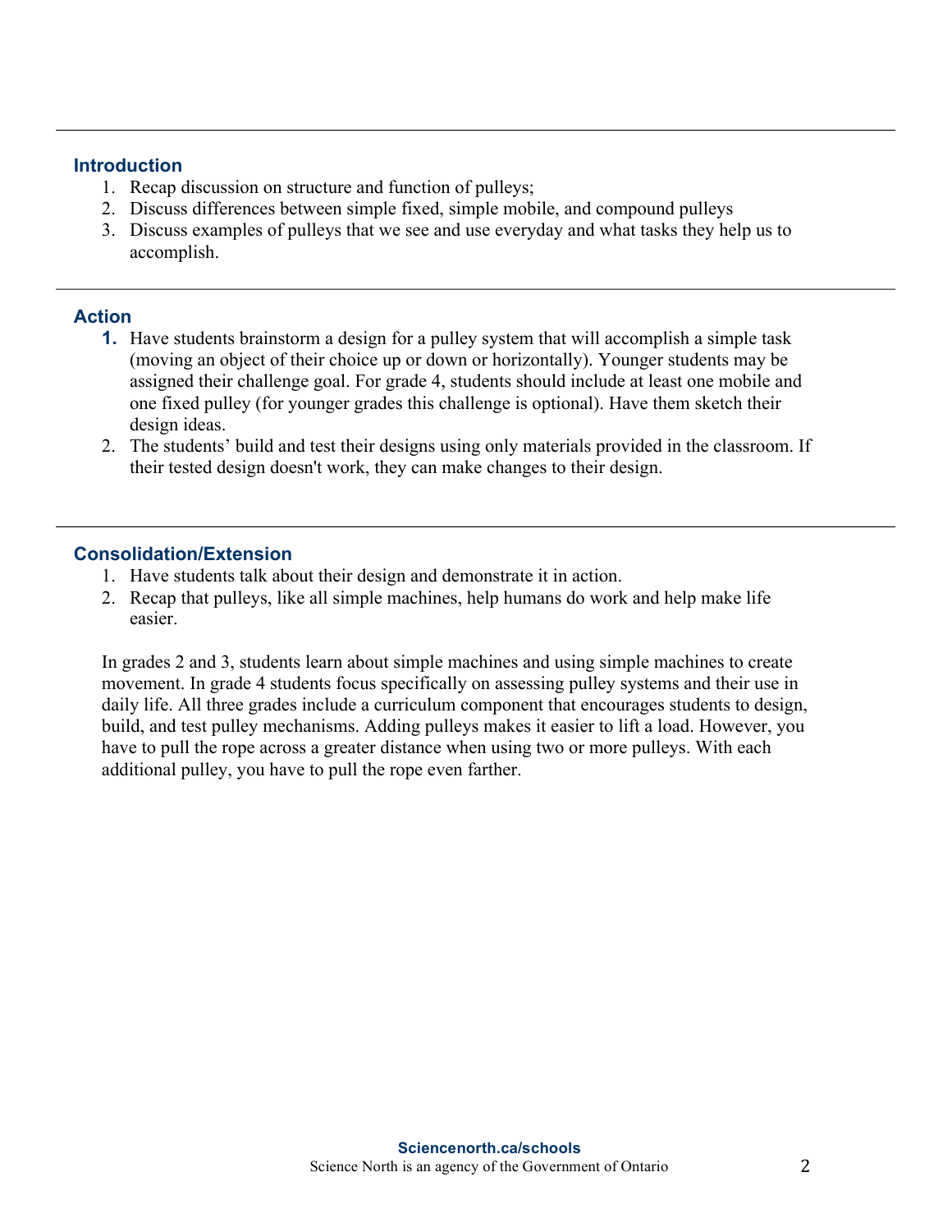## Introduction

1. Recap discussion on structure and function of pulleys;
2. Discuss differences between simple fixed, simple mobile, and compound pulleys
3. Discuss examples of pulleys that we see and use everyday and what tasks they help us to accomplish.

## Action

1. Have students brainstorm a design for a pulley system that will accomplish a simple task (moving an object of their choice up or down or horizontally). Younger students may be assigned their challenge goal. For grade 4, students should include at least one mobile and one fixed pulley (for younger grades this challenge is optional). Have them sketch their design ideas.
2. The students' build and test their designs using only materials provided in the classroom. If their tested design doesn't work, they can make changes to their design.

## Consolidation/Extension

1. Have students talk about their design and demonstrate it in action.
2. Recap that pulleys, like all simple machines, help humans do work and help make life easier.

In grades 2 and 3, students learn about simple machines and using simple machines to create movement. In grade 4 students focus specifically on assessing pulley systems and their use in daily life. All three grades include a curriculum component that encourages students to design, build, and test pulley mechanisms. Adding pulleys makes it easier to lift a load. However, you have to pull the rope across a greater distance when using two or more pulleys. With each additional pulley, you have to pull the rope even farther.